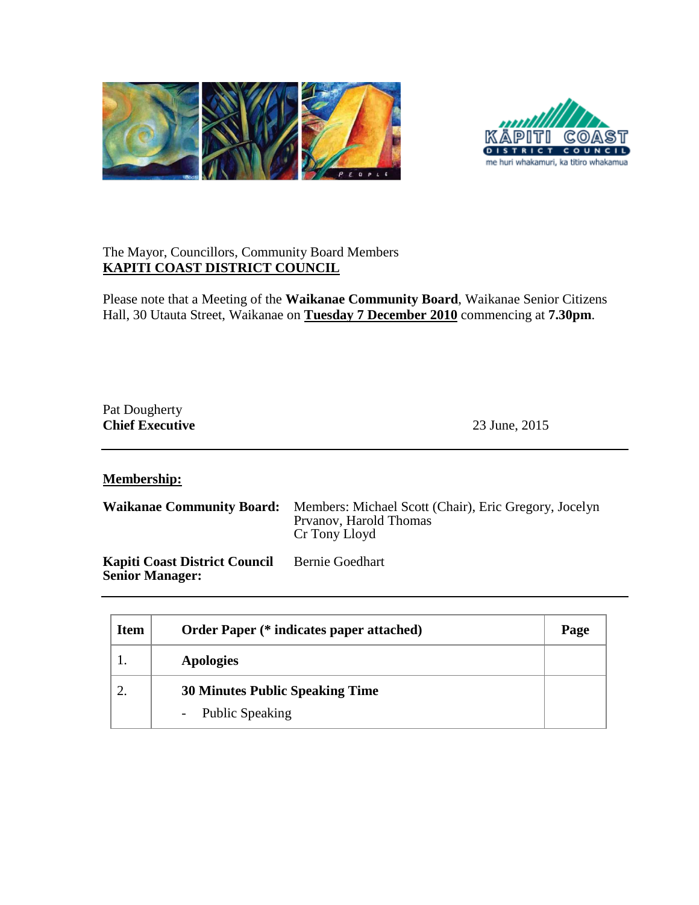The Mayor, Councillors, Community Board Members
**KAPITI COAST DISTRICT COUNCIL**

Please note that a Meeting of the **Waikanae Community Board**, Waikanae Senior Citizens Hall, 30 Utauta Street, Waikanae on **Tuesday 7 December 2010** commencing at **7.30pm**.

Pat Dougherty
**Chief Executive**

23 June, 2015

---

**Membership:**

**Waikanae Community Board:** Members: Michael Scott (Chair), Eric Gregory, Jocelyn Prvanov, Harold Thomas
Cr Tony Lloyd

**Kapiti Coast District Council Senior Manager:** Bernie Goedhart

---

| Item | Order Paper (* indicates paper attached) | Page |
|---|---|---|
| 1. | **Apologies** | |
| 2. | **30 Minutes Public Speaking Time**<br>- Public Speaking | |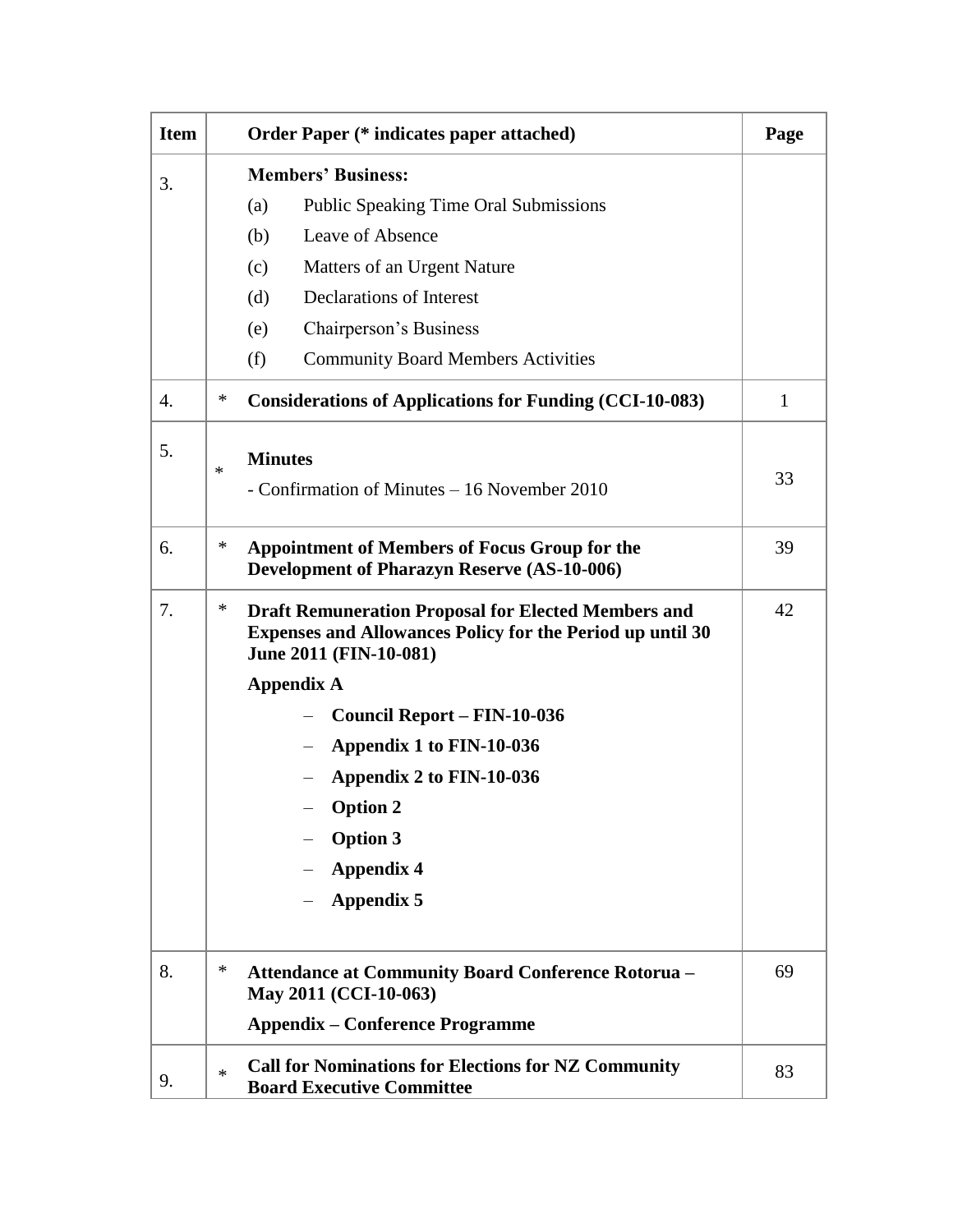| Item | | Order Paper (* indicates paper attached) | Page |
|---|---|---|---|
| 3. | | **Members' Business:**<br>(a) Public Speaking Time Oral Submissions<br>(b) Leave of Absence<br>(c) Matters of an Urgent Nature<br>(d) Declarations of Interest<br>(e) Chairperson's Business<br>(f) Community Board Members Activities | |
| 4. | * | **Considerations of Applications for Funding (CCI-10-083)** | 1 |
| 5. | * | **Minutes**<br>- Confirmation of Minutes – 16 November 2010 | 33 |
| 6. | * | **Appointment of Members of Focus Group for the Development of Pharazyn Reserve (AS-10-006)** | 39 |
| 7. | * | **Draft Remuneration Proposal for Elected Members and Expenses and Allowances Policy for the Period up until 30 June 2011 (FIN-10-081)**<br>**Appendix A**<br>– **Council Report – FIN-10-036**<br>– **Appendix 1 to FIN-10-036**<br>– **Appendix 2 to FIN-10-036**<br>– **Option 2**<br>– **Option 3**<br>– **Appendix 4**<br>– **Appendix 5** | 42 |
| 8. | * | **Attendance at Community Board Conference Rotorua – May 2011 (CCI-10-063)**<br>**Appendix – Conference Programme** | 69 |
| 9. | * | **Call for Nominations for Elections for NZ Community Board Executive Committee** | 83 |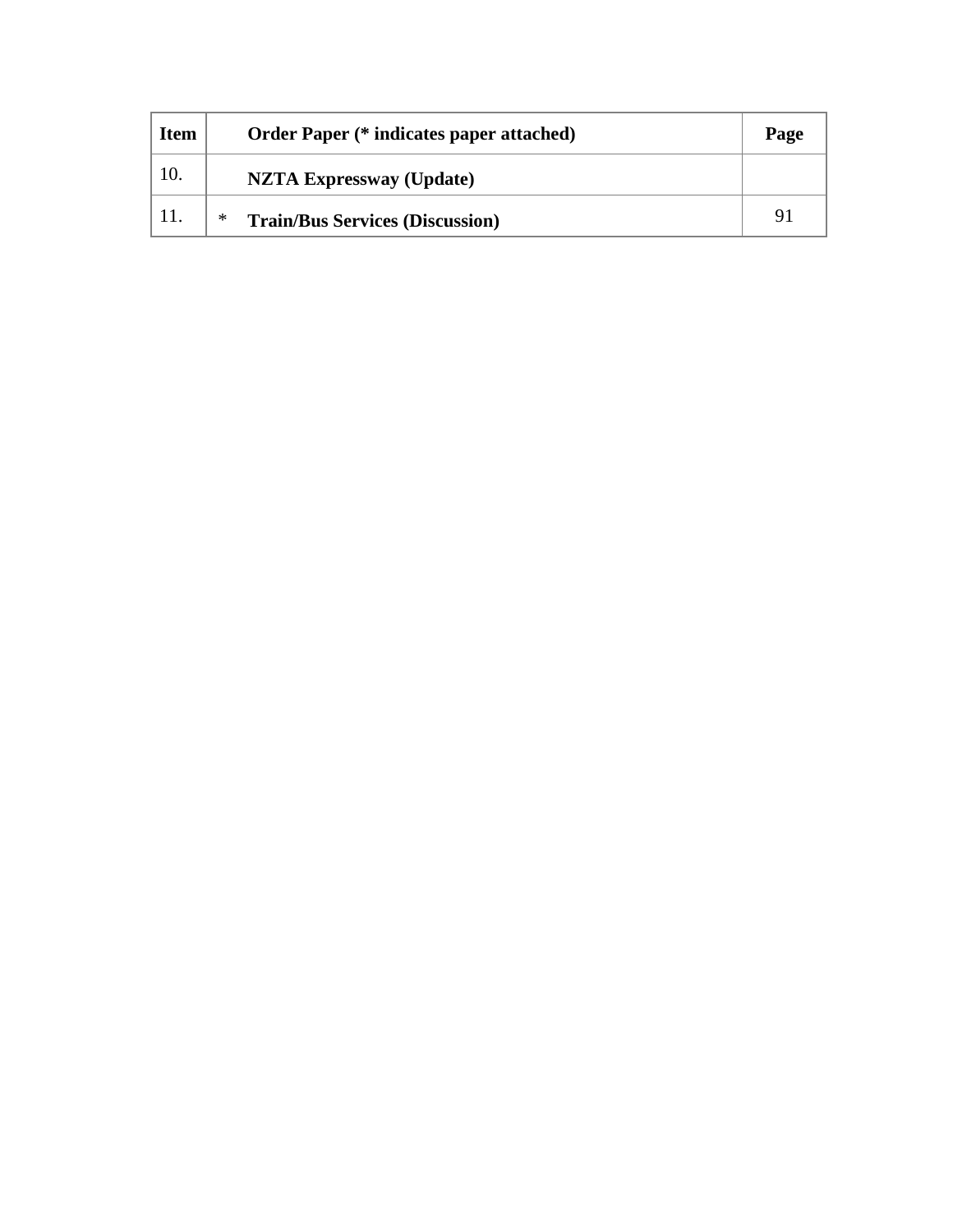| Item | | Order Paper (* indicates paper attached) | Page |
|---|---|---|---|
| 10. | | **NZTA Expressway (Update)** | |
| 11. | * | **Train/Bus Services (Discussion)** | 91 |